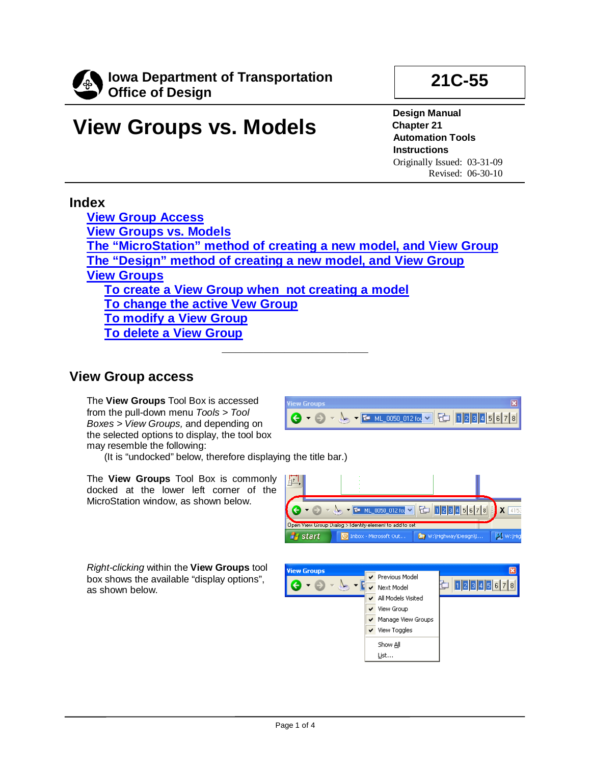**Iowa Department of Transportation**
**Office of Design**

**21C-55**

# View Groups vs. Models

**Design Manual**
**Chapter 21**
**Automation Tools**
**Instructions**
Originally Issued: 03-31-09
Revised: 06-30-10

## Index

- View Group Access
- View Groups vs. Models
- The "MicroStation" method of creating a new model, and View Group
- The "Design" method of creating a new model, and View Group
- View Groups
  - To create a View Group when not creating a model
  - To change the active Vew Group
  - To modify a View Group
  - To delete a View Group

---

## View Group access

The **View Groups** Tool Box is accessed from the pull-down menu *Tools > Tool Boxes > View Groups,* and depending on the selected options to display, the tool box may resemble the following:

(It is "undocked" below, therefore displaying the title bar.)

The **View Groups** Tool Box is commonly docked at the lower left corner of the MicroStation window, as shown below.

*Right-clicking* within the **View Groups** tool box shows the available "display options", as shown below.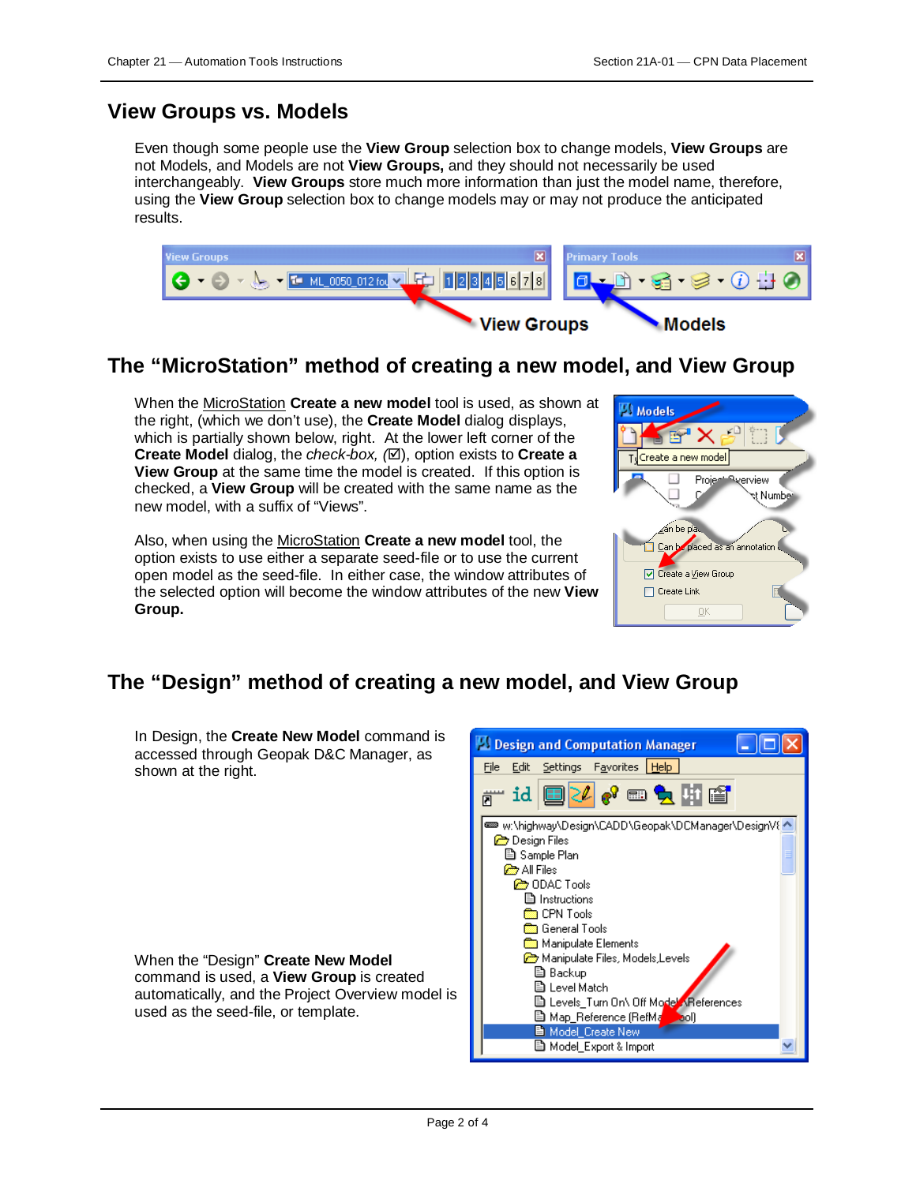## View Groups vs. Models

Even though some people use the **View Group** selection box to change models, **View Groups** are not Models, and Models are not **View Groups,** and they should not necessarily be used interchangeably. **View Groups** store much more information than just the model name, therefore, using the **View Group** selection box to change models may or may not produce the anticipated results.

## The "MicroStation" method of creating a new model, and View Group

When the MicroStation **Create a new model** tool is used, as shown at the right, (which we don't use), the **Create Model** dialog displays, which is partially shown below, right. At the lower left corner of the **Create Model** dialog, the *check-box,* (☑), option exists to **Create a View Group** at the same time the model is created. If this option is checked, a **View Group** will be created with the same name as the new model, with a suffix of "Views".

Also, when using the MicroStation **Create a new model** tool, the option exists to use either a separate seed-file or to use the current open model as the seed-file. In either case, the window attributes of the selected option will become the window attributes of the new **View Group.**

## The "Design" method of creating a new model, and View Group

In Design, the **Create New Model** command is accessed through Geopak D&C Manager, as shown at the right.

When the "Design" **Create New Model** command is used, a **View Group** is created automatically, and the Project Overview model is used as the seed-file, or template.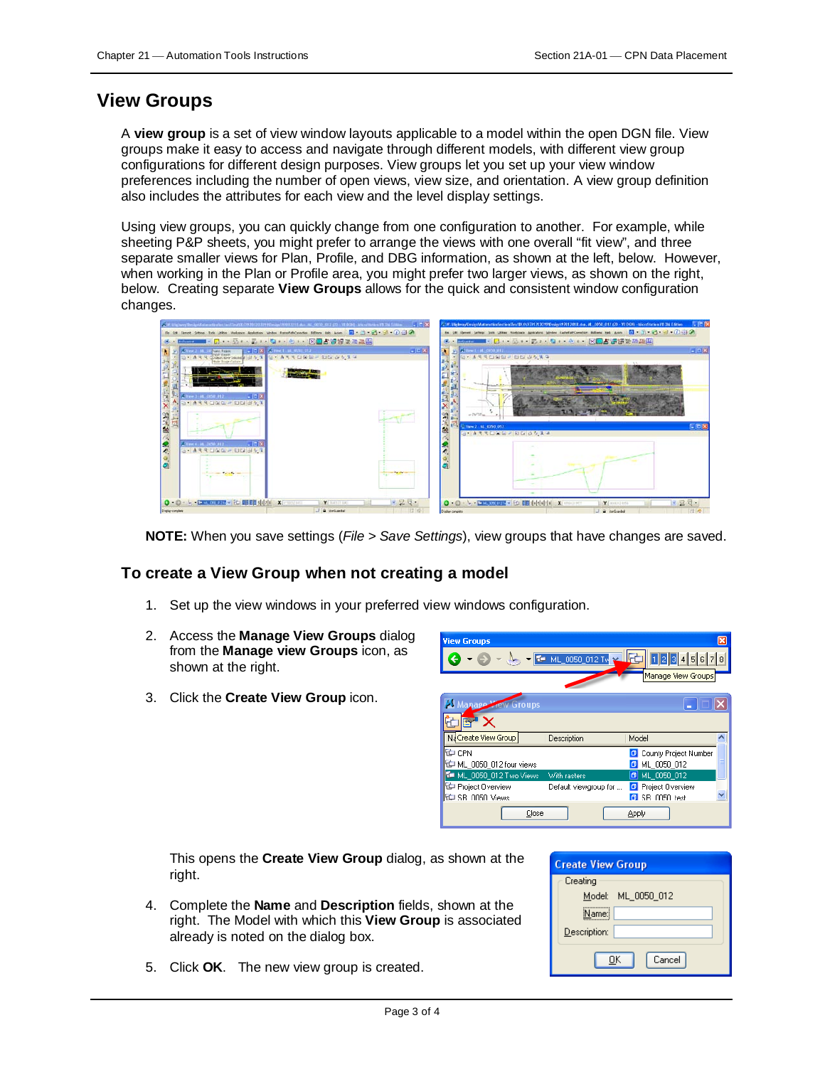# View Groups

A **view group** is a set of view window layouts applicable to a model within the open DGN file. View groups make it easy to access and navigate through different models, with different view group configurations for different design purposes. View groups let you set up your view window preferences including the number of open views, view size, and orientation. A view group definition also includes the attributes for each view and the level display settings.

Using view groups, you can quickly change from one configuration to another. For example, while sheeting P&P sheets, you might prefer to arrange the views with one overall "fit view", and three separate smaller views for Plan, Profile, and DBG information, as shown at the left, below. However, when working in the Plan or Profile area, you might prefer two larger views, as shown on the right, below. Creating separate **View Groups** allows for the quick and consistent window configuration changes.

**NOTE:** When you save settings (*File > Save Settings*), view groups that have changes are saved.

## To create a View Group when not creating a model

1. Set up the view windows in your preferred view windows configuration.
2. Access the **Manage View Groups** dialog from the **Manage view Groups** icon, as shown at the right.
3. Click the **Create View Group** icon.

   This opens the **Create View Group** dialog, as shown at the right.
4. Complete the **Name** and **Description** fields, shown at the right. The Model with which this **View Group** is associated already is noted on the dialog box.
5. Click **OK**. The new view group is created.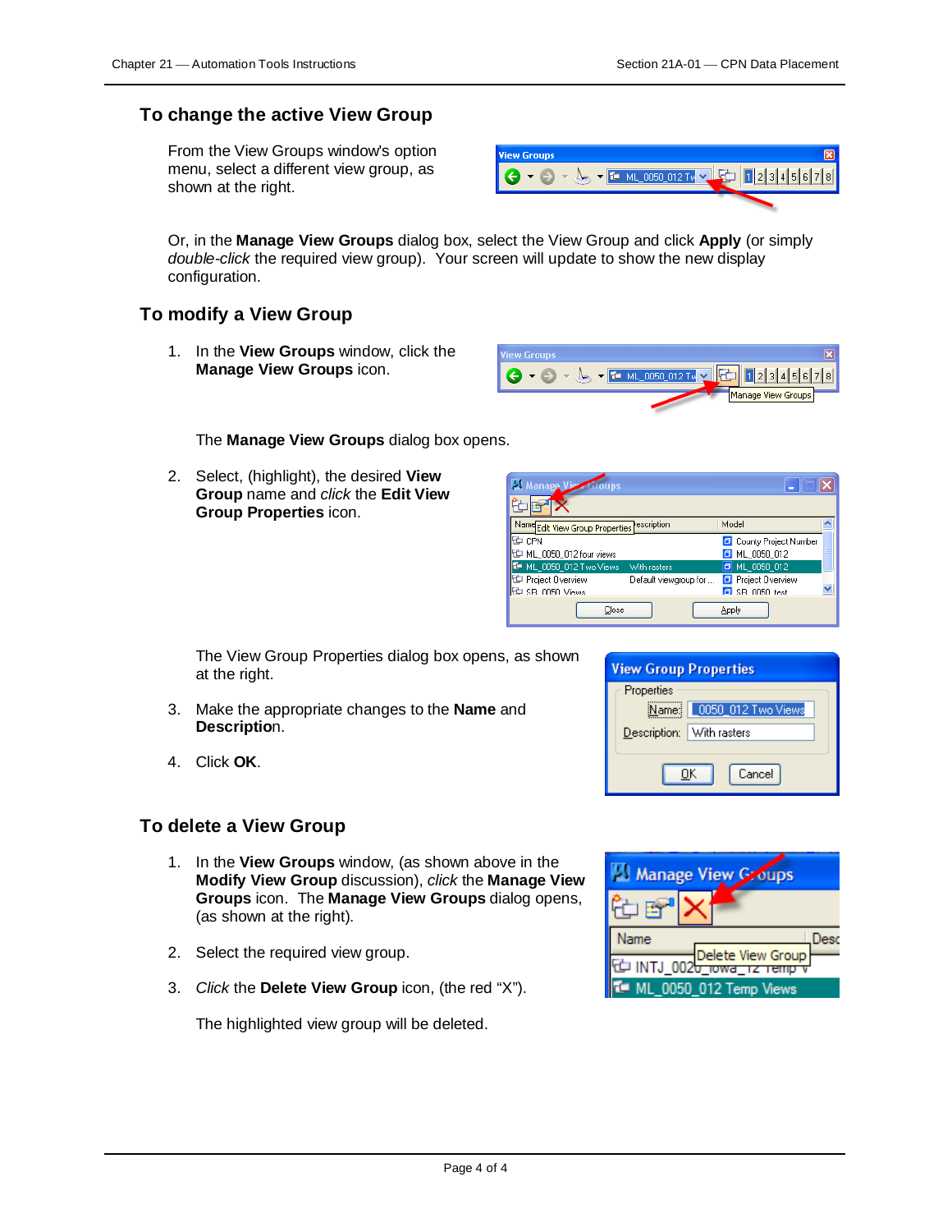## To change the active View Group

From the View Groups window's option menu, select a different view group, as shown at the right.

Or, in the **Manage View Groups** dialog box, select the View Group and click **Apply** (or simply *double-click* the required view group). Your screen will update to show the new display configuration.

## To modify a View Group

1. In the **View Groups** window, click the **Manage View Groups** icon.

   The **Manage View Groups** dialog box opens.

2. Select, (highlight), the desired **View Group** name and *click* the **Edit View Group Properties** icon.

   The View Group Properties dialog box opens, as shown at the right.

3. Make the appropriate changes to the **Name** and **Description**.

4. Click **OK**.

## To delete a View Group

1. In the **View Groups** window, (as shown above in the **Modify View Group** discussion), *click* the **Manage View Groups** icon. The **Manage View Groups** dialog opens, (as shown at the right).

2. Select the required view group.

3. *Click* the **Delete View Group** icon, (the red "X").

   The highlighted view group will be deleted.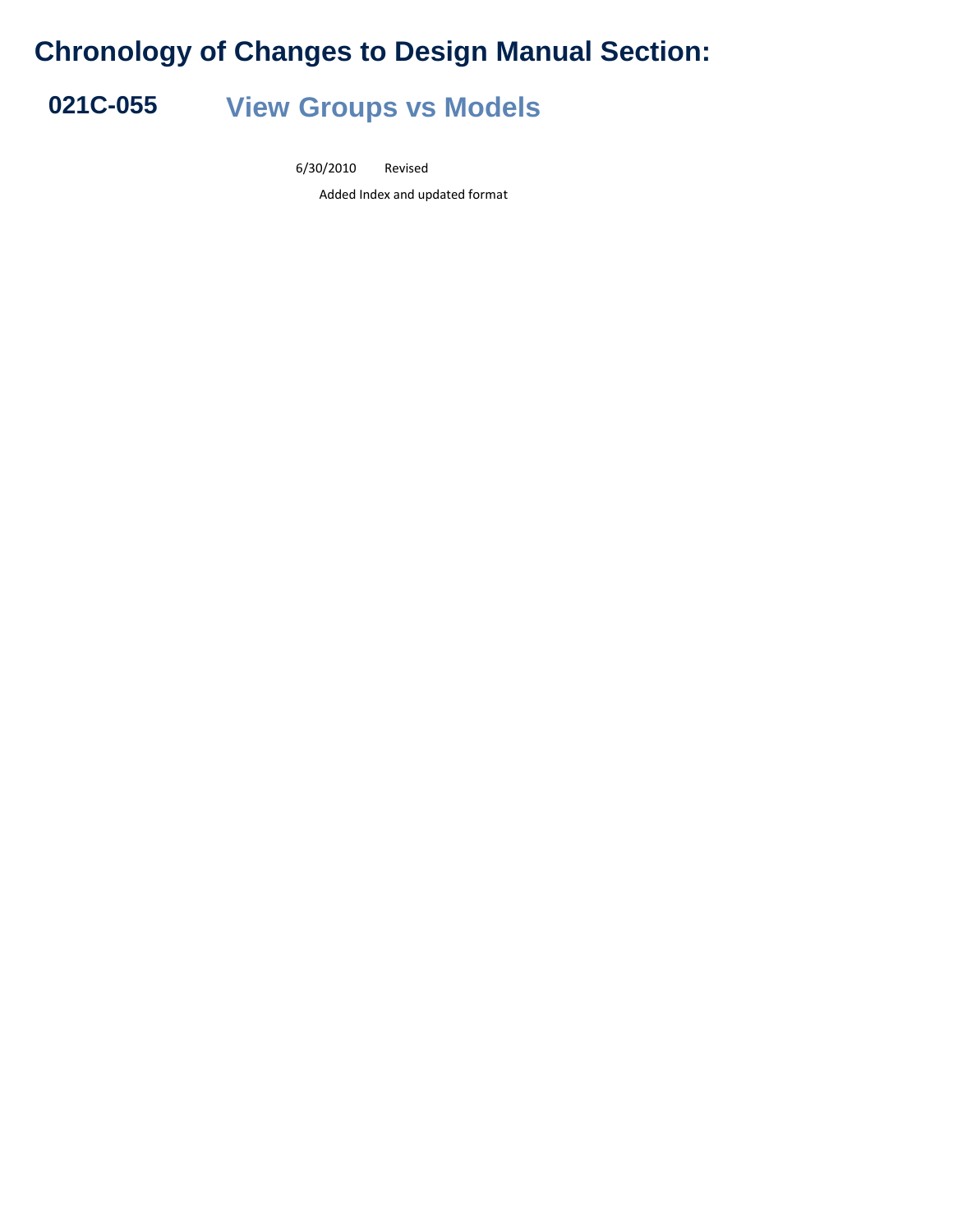# Chronology of Changes to Design Manual Section:

## 021C-055 View Groups vs Models

6/30/2010 Revised

Added Index and updated format